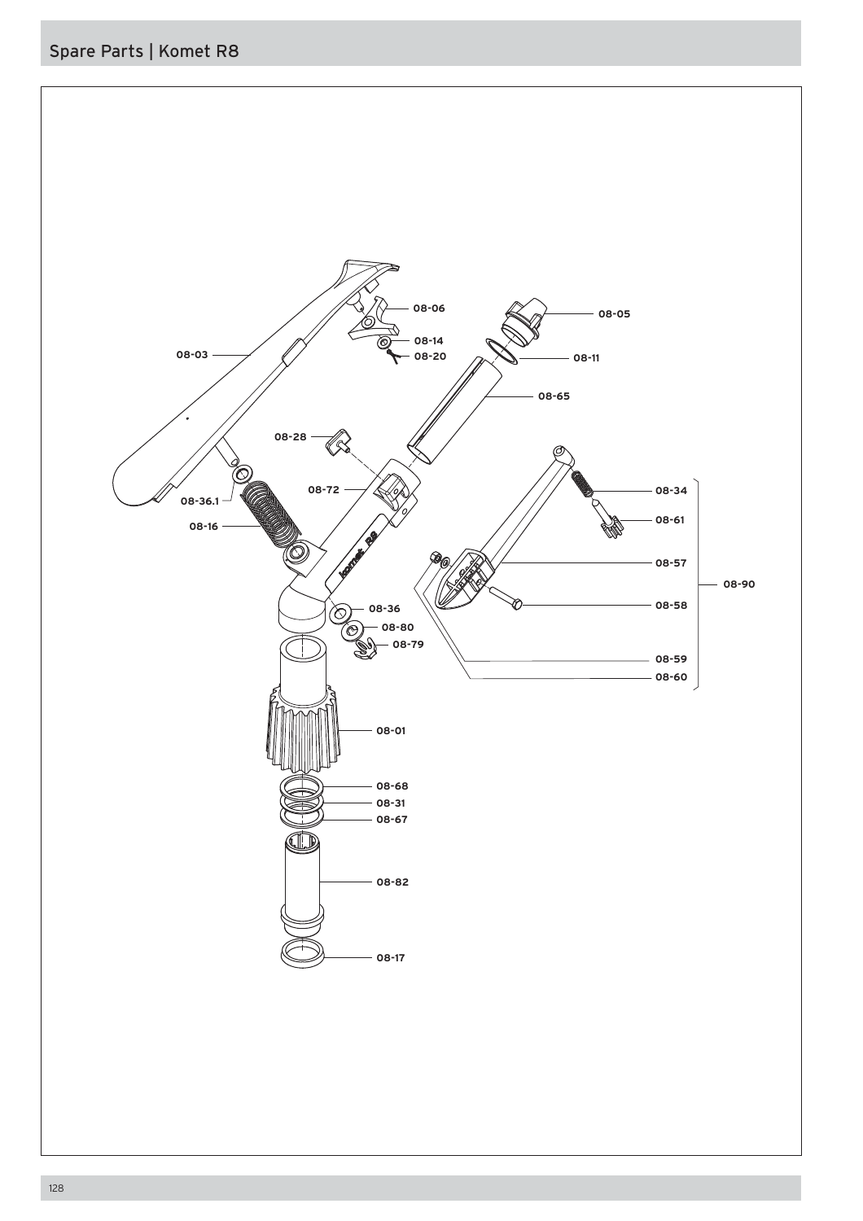# Spare Parts | Komet R8

08-06
08-05
08-14
08-20
08-03
08-11
08-65
08-28
08-72
08-34
08-36.1
08-61
08-16
08-57
08-90
08-58
08-36
08-80
08-79
08-59
08-60
08-01
08-68
08-31
08-67
08-82
08-17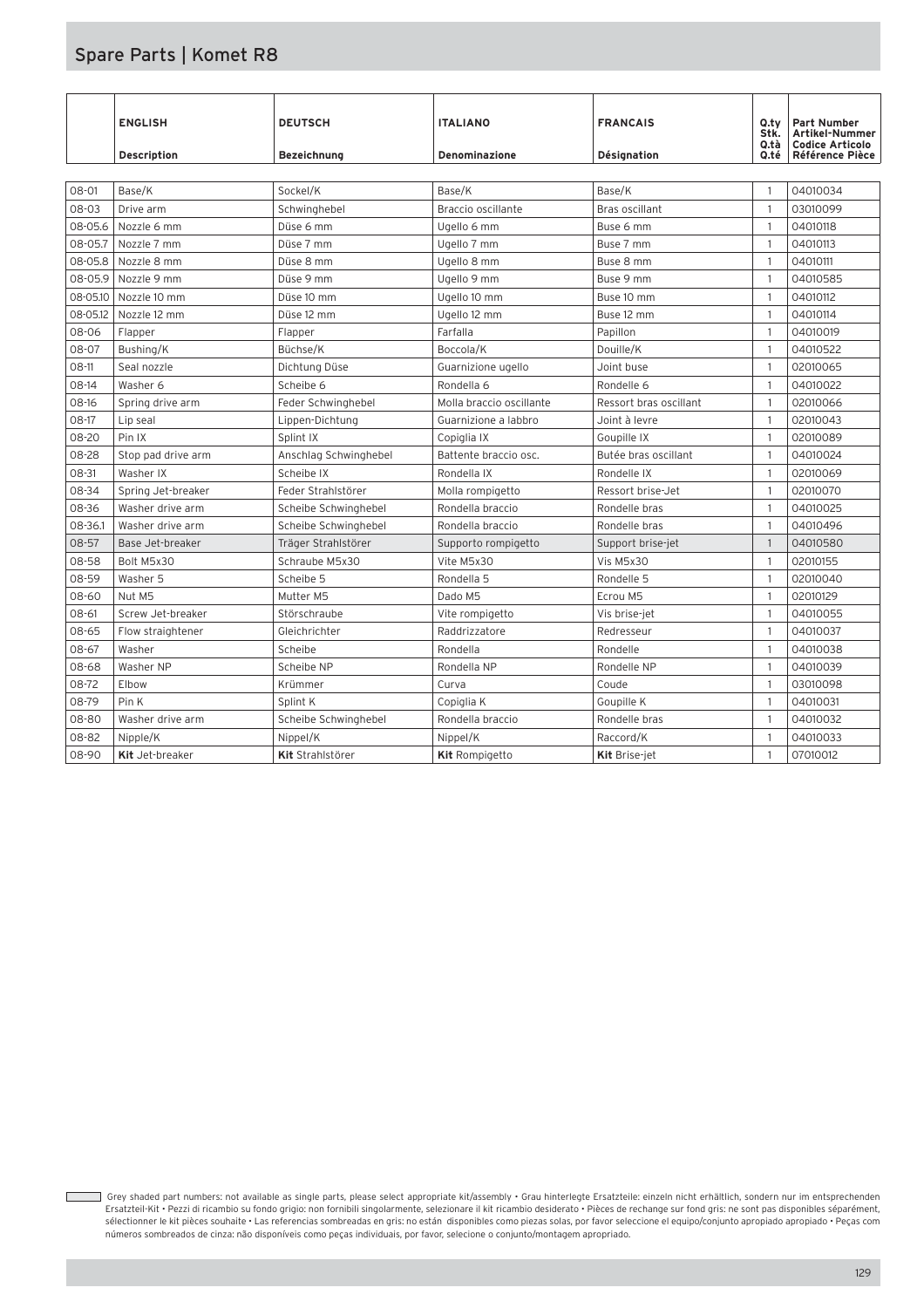# Spare Parts | Komet R8

| | ENGLISH<br>Description | DEUTSCH<br>Bezeichnung | ITALIANO<br>Denominazione | FRANCAIS<br>Désignation | Q.ty<br>Stk.<br>Q.tà<br>Q.té | Part Number<br>Artikel-Nummer<br>Codice Articolo<br>Référence Pièce |
|---|---|---|---|---|---|---|
| 08-01 | Base/K | Sockel/K | Base/K | Base/K | 1 | 04010034 |
| 08-03 | Drive arm | Schwinghebel | Braccio oscillante | Bras oscillant | 1 | 03010099 |
| 08-05.6 | Nozzle 6 mm | Düse 6 mm | Ugello 6 mm | Buse 6 mm | 1 | 04010118 |
| 08-05.7 | Nozzle 7 mm | Düse 7 mm | Ugello 7 mm | Buse 7 mm | 1 | 04010113 |
| 08-05.8 | Nozzle 8 mm | Düse 8 mm | Ugello 8 mm | Buse 8 mm | 1 | 04010111 |
| 08-05.9 | Nozzle 9 mm | Düse 9 mm | Ugello 9 mm | Buse 9 mm | 1 | 04010585 |
| 08-05.10 | Nozzle 10 mm | Düse 10 mm | Ugello 10 mm | Buse 10 mm | 1 | 04010112 |
| 08-05.12 | Nozzle 12 mm | Düse 12 mm | Ugello 12 mm | Buse 12 mm | 1 | 04010114 |
| 08-06 | Flapper | Flapper | Farfalla | Papillon | 1 | 04010019 |
| 08-07 | Bushing/K | Büchse/K | Boccola/K | Douille/K | 1 | 04010522 |
| 08-11 | Seal nozzle | Dichtung Düse | Guarnizione ugello | Joint buse | 1 | 02010065 |
| 08-14 | Washer 6 | Scheibe 6 | Rondella 6 | Rondelle 6 | 1 | 04010022 |
| 08-16 | Spring drive arm | Feder Schwinghebel | Molla braccio oscillante | Ressort bras oscillant | 1 | 02010066 |
| 08-17 | Lip seal | Lippen-Dichtung | Guarnizione a labbro | Joint à levre | 1 | 02010043 |
| 08-20 | Pin IX | Splint IX | Copiglia IX | Goupille IX | 1 | 02010089 |
| 08-28 | Stop pad drive arm | Anschlag Schwinghebel | Battente braccio osc. | Butée bras oscillant | 1 | 04010024 |
| 08-31 | Washer IX | Scheibe IX | Rondella IX | Rondelle IX | 1 | 02010069 |
| 08-34 | Spring Jet-breaker | Feder Strahlstörer | Molla rompigetto | Ressort brise-Jet | 1 | 02010070 |
| 08-36 | Washer drive arm | Scheibe Schwinghebel | Rondella braccio | Rondelle bras | 1 | 04010025 |
| 08-36.1 | Washer drive arm | Scheibe Schwinghebel | Rondella braccio | Rondelle bras | 1 | 04010496 |
| 08-57 | Base Jet-breaker | Träger Strahlstörer | Supporto rompigetto | Support brise-jet | 1 | 04010580 |
| 08-58 | Bolt M5x30 | Schraube M5x30 | Vite M5x30 | Vis M5x30 | 1 | 02010155 |
| 08-59 | Washer 5 | Scheibe 5 | Rondella 5 | Rondelle 5 | 1 | 02010040 |
| 08-60 | Nut M5 | Mutter M5 | Dado M5 | Ecrou M5 | 1 | 02010129 |
| 08-61 | Screw Jet-breaker | Störschraube | Vite rompigetto | Vis brise-jet | 1 | 04010055 |
| 08-65 | Flow straightener | Gleichrichter | Raddrizzatore | Redresseur | 1 | 04010037 |
| 08-67 | Washer | Scheibe | Rondella | Rondelle | 1 | 04010038 |
| 08-68 | Washer NP | Scheibe NP | Rondella NP | Rondelle NP | 1 | 04010039 |
| 08-72 | Elbow | Krümmer | Curva | Coude | 1 | 03010098 |
| 08-79 | Pin K | Splint K | Copiglia K | Goupille K | 1 | 04010031 |
| 08-80 | Washer drive arm | Scheibe Schwinghebel | Rondella braccio | Rondelle bras | 1 | 04010032 |
| 08-82 | Nipple/K | Nippel/K | Nippel/K | Raccord/K | 1 | 04010033 |
| 08-90 | **Kit** Jet-breaker | **Kit** Strahlstörer | **Kit** Rompigetto | **Kit** Brise-jet | 1 | 07010012 |

Grey shaded part numbers: not available as single parts, please select appropriate kit/assembly • Grau hinterlegte Ersatzteile: einzeln nicht erhältlich, sondern nur im entsprechenden Ersatzteil-Kit • Pezzi di ricambio su fondo grigio: non fornibili singolarmente, selezionare il kit ricambio desiderato • Pièces de rechange sur fond gris: ne sont pas disponibles séparément, sélectionner le kit pièces souhaite • Las referencias sombreadas en gris: no están disponibles como piezas solas, por favor seleccione el equipo/conjunto apropiado apropiado • Peças com números sombreados de cinza: não disponíveis como peças individuais, por favor, selecione o conjunto/montagem apropriado.